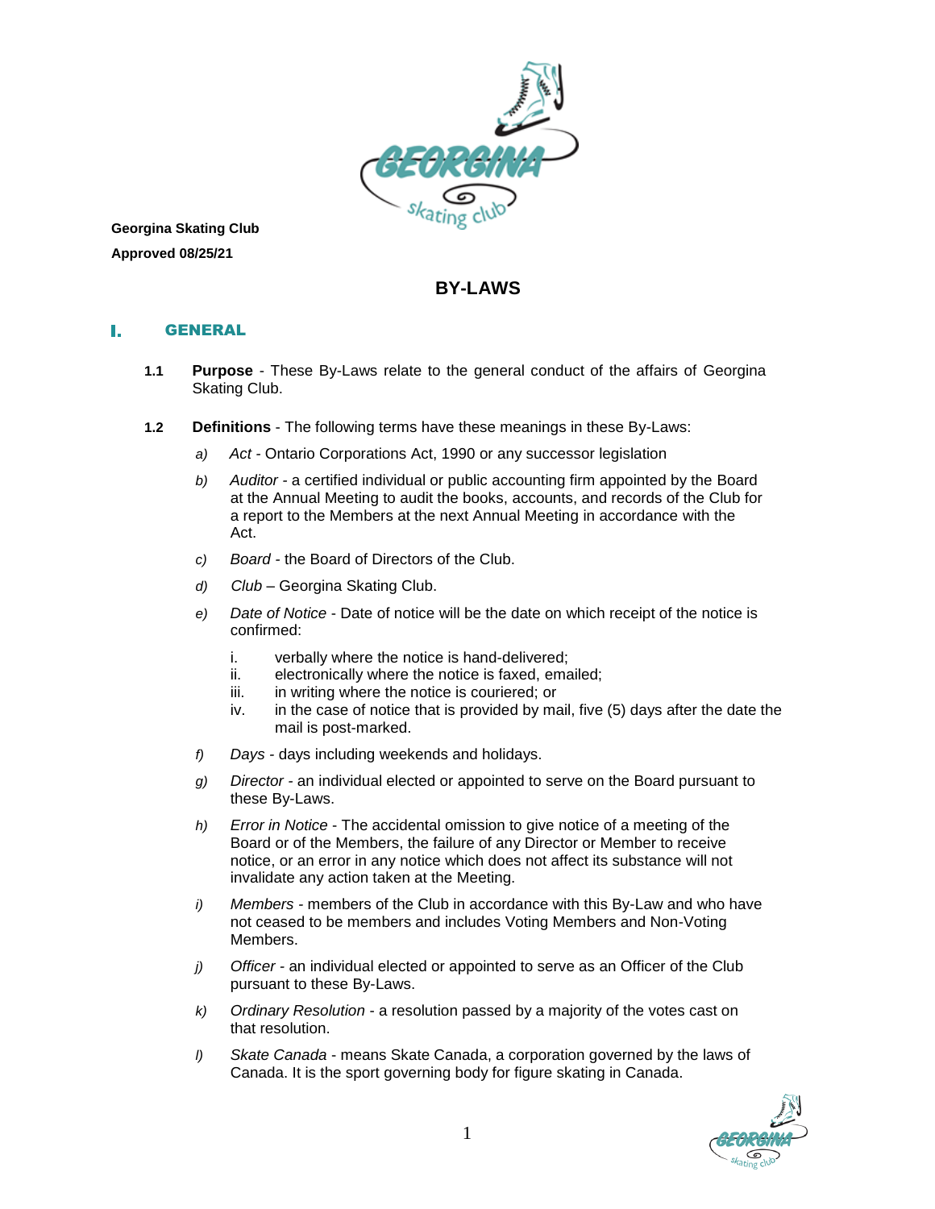**Georgina Skating Club**

**Approved 08/25/21**

# BY-LAWS

## I. GENERAL

**1.1** **Purpose** - These By-Laws relate to the general conduct of the affairs of Georgina Skating Club.

**1.2** **Definitions** - The following terms have these meanings in these By-Laws:

*a)* *Act* - Ontario Corporations Act, 1990 or any successor legislation

*b)* *Auditor* - a certified individual or public accounting firm appointed by the Board at the Annual Meeting to audit the books, accounts, and records of the Club for a report to the Members at the next Annual Meeting in accordance with the Act.

*c)* *Board* - the Board of Directors of the Club.

*d)* *Club* – Georgina Skating Club.

*e)* *Date of Notice* - Date of notice will be the date on which receipt of the notice is confirmed:

i. verbally where the notice is hand-delivered;
ii. electronically where the notice is faxed, emailed;
iii. in writing where the notice is couriered; or
iv. in the case of notice that is provided by mail, five (5) days after the date the mail is post-marked.

*f)* *Days* - days including weekends and holidays.

*g)* *Director* - an individual elected or appointed to serve on the Board pursuant to these By-Laws.

*h)* *Error in Notice* - The accidental omission to give notice of a meeting of the Board or of the Members, the failure of any Director or Member to receive notice, or an error in any notice which does not affect its substance will not invalidate any action taken at the Meeting.

*i)* *Members* - members of the Club in accordance with this By-Law and who have not ceased to be members and includes Voting Members and Non-Voting Members.

*j)* *Officer* - an individual elected or appointed to serve as an Officer of the Club pursuant to these By-Laws.

*k)* *Ordinary Resolution* - a resolution passed by a majority of the votes cast on that resolution.

*l)* *Skate Canada* - means Skate Canada, a corporation governed by the laws of Canada. It is the sport governing body for figure skating in Canada.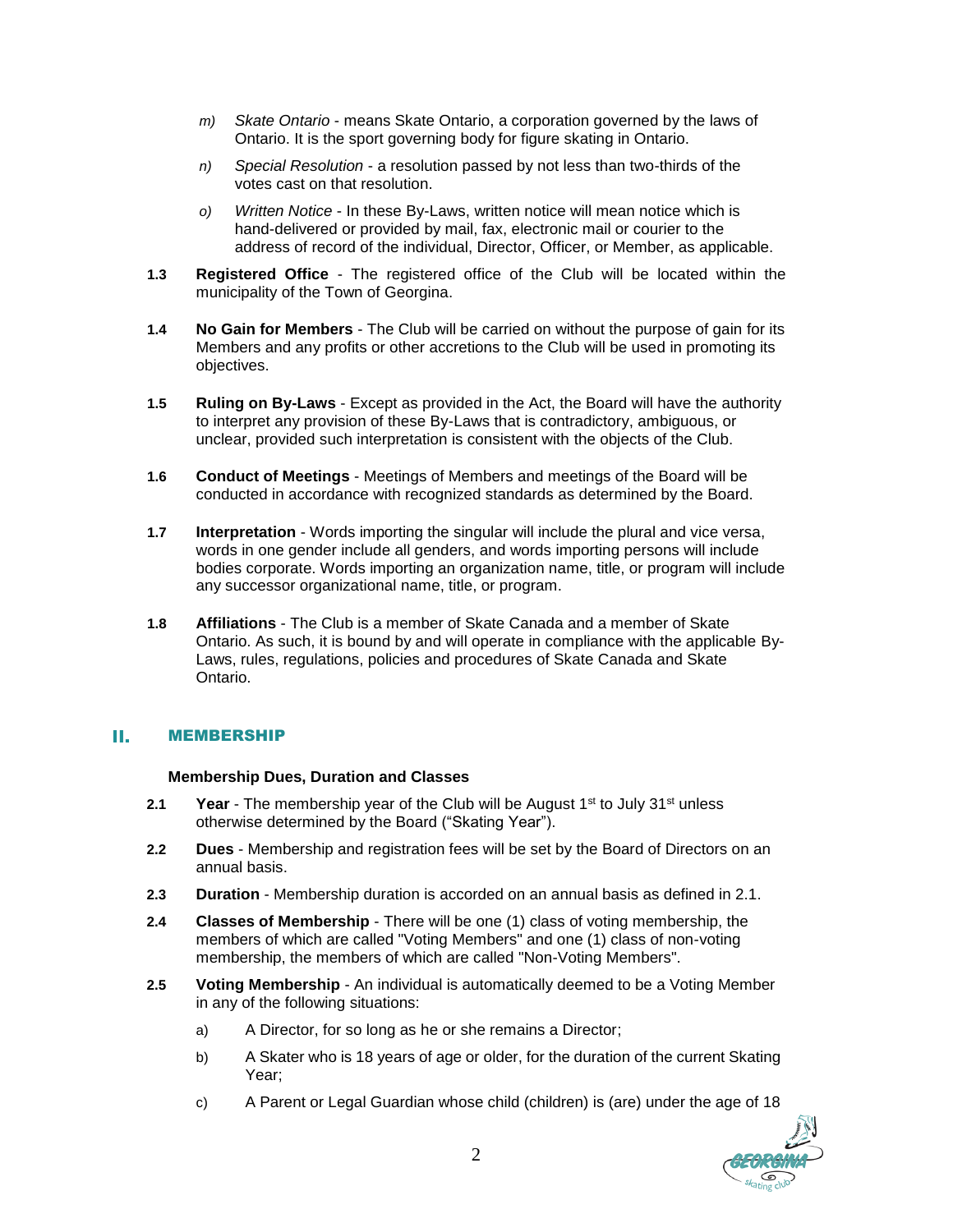- *m) Skate Ontario* - means Skate Ontario, a corporation governed by the laws of Ontario. It is the sport governing body for figure skating in Ontario.
- *n) Special Resolution* - a resolution passed by not less than two-thirds of the votes cast on that resolution.
- *o) Written Notice* - In these By-Laws, written notice will mean notice which is hand-delivered or provided by mail, fax, electronic mail or courier to the address of record of the individual, Director, Officer, or Member, as applicable.

**1.3 Registered Office** - The registered office of the Club will be located within the municipality of the Town of Georgina.

**1.4 No Gain for Members** - The Club will be carried on without the purpose of gain for its Members and any profits or other accretions to the Club will be used in promoting its objectives.

**1.5 Ruling on By-Laws** - Except as provided in the Act, the Board will have the authority to interpret any provision of these By-Laws that is contradictory, ambiguous, or unclear, provided such interpretation is consistent with the objects of the Club.

**1.6 Conduct of Meetings** - Meetings of Members and meetings of the Board will be conducted in accordance with recognized standards as determined by the Board.

**1.7 Interpretation** - Words importing the singular will include the plural and vice versa, words in one gender include all genders, and words importing persons will include bodies corporate. Words importing an organization name, title, or program will include any successor organizational name, title, or program.

**1.8 Affiliations** - The Club is a member of Skate Canada and a member of Skate Ontario. As such, it is bound by and will operate in compliance with the applicable By-Laws, rules, regulations, policies and procedures of Skate Canada and Skate Ontario.

## II. MEMBERSHIP

### Membership Dues, Duration and Classes

**2.1 Year** - The membership year of the Club will be August 1st to July 31st unless otherwise determined by the Board ("Skating Year").

**2.2 Dues** - Membership and registration fees will be set by the Board of Directors on an annual basis.

**2.3 Duration** - Membership duration is accorded on an annual basis as defined in 2.1.

**2.4 Classes of Membership** - There will be one (1) class of voting membership, the members of which are called "Voting Members" and one (1) class of non-voting membership, the members of which are called "Non-Voting Members".

**2.5 Voting Membership** - An individual is automatically deemed to be a Voting Member in any of the following situations:

- a) A Director, for so long as he or she remains a Director;
- b) A Skater who is 18 years of age or older, for the duration of the current Skating Year;
- c) A Parent or Legal Guardian whose child (children) is (are) under the age of 18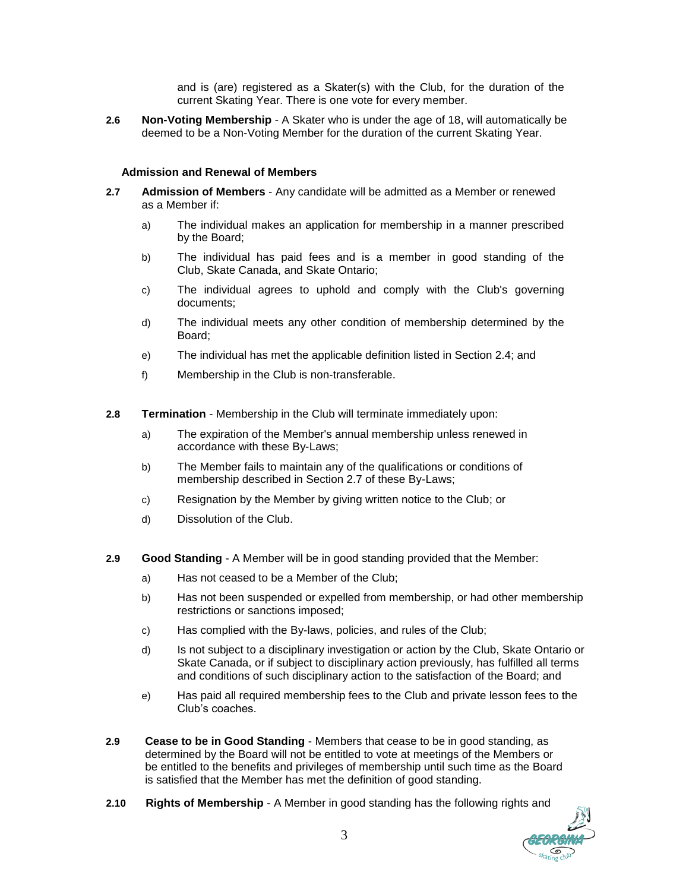and is (are) registered as a Skater(s) with the Club, for the duration of the current Skating Year. There is one vote for every member.

**2.6 Non-Voting Membership** - A Skater who is under the age of 18, will automatically be deemed to be a Non-Voting Member for the duration of the current Skating Year.

### Admission and Renewal of Members

**2.7 Admission of Members** - Any candidate will be admitted as a Member or renewed as a Member if:

a) The individual makes an application for membership in a manner prescribed by the Board;

b) The individual has paid fees and is a member in good standing of the Club, Skate Canada, and Skate Ontario;

c) The individual agrees to uphold and comply with the Club's governing documents;

d) The individual meets any other condition of membership determined by the Board;

e) The individual has met the applicable definition listed in Section 2.4; and

f) Membership in the Club is non-transferable.

**2.8 Termination** - Membership in the Club will terminate immediately upon:

a) The expiration of the Member's annual membership unless renewed in accordance with these By-Laws;

b) The Member fails to maintain any of the qualifications or conditions of membership described in Section 2.7 of these By-Laws;

c) Resignation by the Member by giving written notice to the Club; or

d) Dissolution of the Club.

**2.9 Good Standing** - A Member will be in good standing provided that the Member:

a) Has not ceased to be a Member of the Club;

b) Has not been suspended or expelled from membership, or had other membership restrictions or sanctions imposed;

c) Has complied with the By-laws, policies, and rules of the Club;

d) Is not subject to a disciplinary investigation or action by the Club, Skate Ontario or Skate Canada, or if subject to disciplinary action previously, has fulfilled all terms and conditions of such disciplinary action to the satisfaction of the Board; and

e) Has paid all required membership fees to the Club and private lesson fees to the Club's coaches.

**2.9 Cease to be in Good Standing** - Members that cease to be in good standing, as determined by the Board will not be entitled to vote at meetings of the Members or be entitled to the benefits and privileges of membership until such time as the Board is satisfied that the Member has met the definition of good standing.

**2.10 Rights of Membership** - A Member in good standing has the following rights and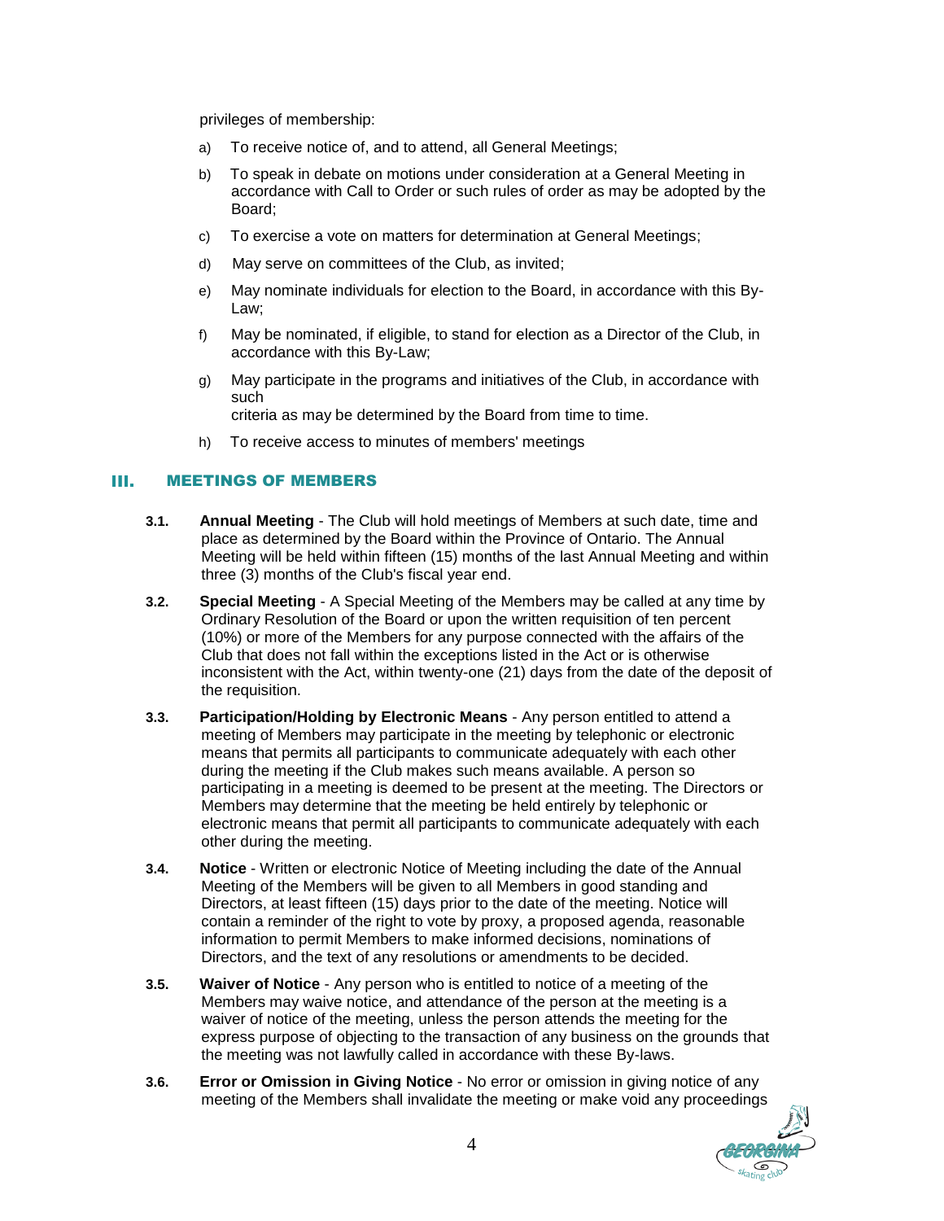privileges of membership:

a) To receive notice of, and to attend, all General Meetings;

b) To speak in debate on motions under consideration at a General Meeting in accordance with Call to Order or such rules of order as may be adopted by the Board;

c) To exercise a vote on matters for determination at General Meetings;

d) May serve on committees of the Club, as invited;

e) May nominate individuals for election to the Board, in accordance with this By-Law;

f) May be nominated, if eligible, to stand for election as a Director of the Club, in accordance with this By-Law;

g) May participate in the programs and initiatives of the Club, in accordance with such criteria as may be determined by the Board from time to time.

h) To receive access to minutes of members' meetings

## III. MEETINGS OF MEMBERS

**3.1. Annual Meeting** - The Club will hold meetings of Members at such date, time and place as determined by the Board within the Province of Ontario. The Annual Meeting will be held within fifteen (15) months of the last Annual Meeting and within three (3) months of the Club's fiscal year end.

**3.2. Special Meeting** - A Special Meeting of the Members may be called at any time by Ordinary Resolution of the Board or upon the written requisition of ten percent (10%) or more of the Members for any purpose connected with the affairs of the Club that does not fall within the exceptions listed in the Act or is otherwise inconsistent with the Act, within twenty-one (21) days from the date of the deposit of the requisition.

**3.3. Participation/Holding by Electronic Means** - Any person entitled to attend a meeting of Members may participate in the meeting by telephonic or electronic means that permits all participants to communicate adequately with each other during the meeting if the Club makes such means available. A person so participating in a meeting is deemed to be present at the meeting. The Directors or Members may determine that the meeting be held entirely by telephonic or electronic means that permit all participants to communicate adequately with each other during the meeting.

**3.4. Notice** - Written or electronic Notice of Meeting including the date of the Annual Meeting of the Members will be given to all Members in good standing and Directors, at least fifteen (15) days prior to the date of the meeting. Notice will contain a reminder of the right to vote by proxy, a proposed agenda, reasonable information to permit Members to make informed decisions, nominations of Directors, and the text of any resolutions or amendments to be decided.

**3.5. Waiver of Notice** - Any person who is entitled to notice of a meeting of the Members may waive notice, and attendance of the person at the meeting is a waiver of notice of the meeting, unless the person attends the meeting for the express purpose of objecting to the transaction of any business on the grounds that the meeting was not lawfully called in accordance with these By-laws.

**3.6. Error or Omission in Giving Notice** - No error or omission in giving notice of any meeting of the Members shall invalidate the meeting or make void any proceedings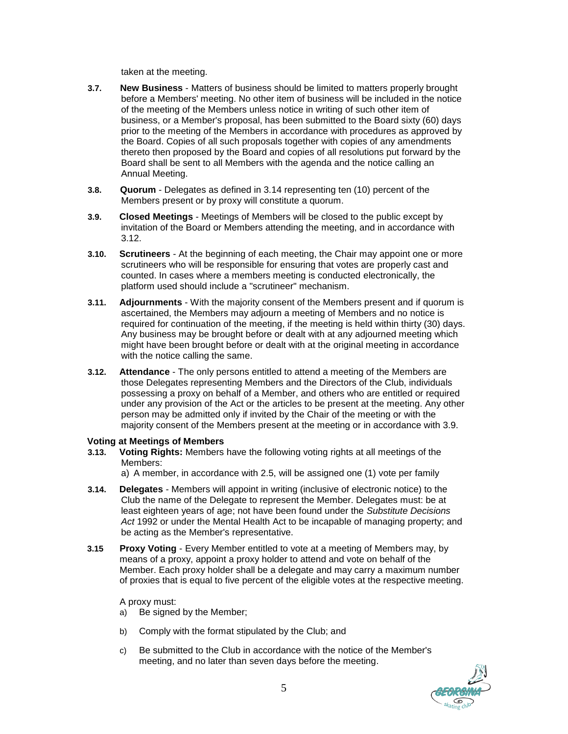taken at the meeting.

**3.7. New Business** - Matters of business should be limited to matters properly brought before a Members' meeting. No other item of business will be included in the notice of the meeting of the Members unless notice in writing of such other item of business, or a Member's proposal, has been submitted to the Board sixty (60) days prior to the meeting of the Members in accordance with procedures as approved by the Board. Copies of all such proposals together with copies of any amendments thereto then proposed by the Board and copies of all resolutions put forward by the Board shall be sent to all Members with the agenda and the notice calling an Annual Meeting.

**3.8. Quorum** - Delegates as defined in 3.14 representing ten (10) percent of the Members present or by proxy will constitute a quorum.

**3.9. Closed Meetings** - Meetings of Members will be closed to the public except by invitation of the Board or Members attending the meeting, and in accordance with 3.12.

**3.10. Scrutineers** - At the beginning of each meeting, the Chair may appoint one or more scrutineers who will be responsible for ensuring that votes are properly cast and counted. In cases where a members meeting is conducted electronically, the platform used should include a "scrutineer" mechanism.

**3.11. Adjournments** - With the majority consent of the Members present and if quorum is ascertained, the Members may adjourn a meeting of Members and no notice is required for continuation of the meeting, if the meeting is held within thirty (30) days. Any business may be brought before or dealt with at any adjourned meeting which might have been brought before or dealt with at the original meeting in accordance with the notice calling the same.

**3.12. Attendance** - The only persons entitled to attend a meeting of the Members are those Delegates representing Members and the Directors of the Club, individuals possessing a proxy on behalf of a Member, and others who are entitled or required under any provision of the Act or the articles to be present at the meeting. Any other person may be admitted only if invited by the Chair of the meeting or with the majority consent of the Members present at the meeting or in accordance with 3.9.

**Voting at Meetings of Members**

**3.13. Voting Rights:** Members have the following voting rights at all meetings of the Members:

a) A member, in accordance with 2.5, will be assigned one (1) vote per family

**3.14. Delegates** - Members will appoint in writing (inclusive of electronic notice) to the Club the name of the Delegate to represent the Member. Delegates must: be at least eighteen years of age; not have been found under the *Substitute Decisions Act* 1992 or under the Mental Health Act to be incapable of managing property; and be acting as the Member's representative.

**3.15 Proxy Voting** - Every Member entitled to vote at a meeting of Members may, by means of a proxy, appoint a proxy holder to attend and vote on behalf of the Member. Each proxy holder shall be a delegate and may carry a maximum number of proxies that is equal to five percent of the eligible votes at the respective meeting.

A proxy must:

a) Be signed by the Member;

b) Comply with the format stipulated by the Club; and

c) Be submitted to the Club in accordance with the notice of the Member's meeting, and no later than seven days before the meeting.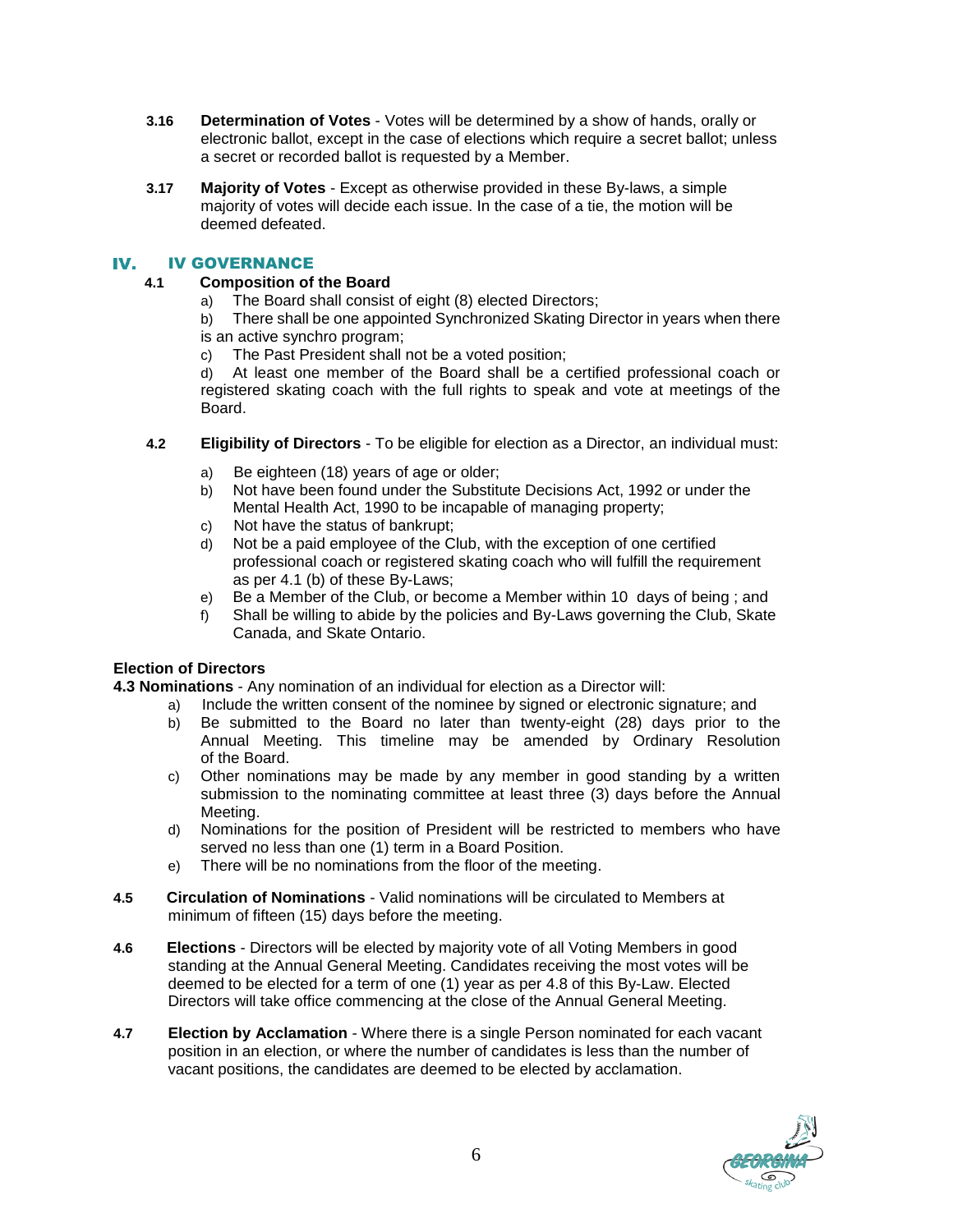**3.16 Determination of Votes** - Votes will be determined by a show of hands, orally or electronic ballot, except in the case of elections which require a secret ballot; unless a secret or recorded ballot is requested by a Member.

**3.17 Majority of Votes** - Except as otherwise provided in these By-laws, a simple majority of votes will decide each issue. In the case of a tie, the motion will be deemed defeated.

## IV. IV GOVERNANCE

**4.1 Composition of the Board**

a) The Board shall consist of eight (8) elected Directors;

b) There shall be one appointed Synchronized Skating Director in years when there is an active synchro program;

c) The Past President shall not be a voted position;

d) At least one member of the Board shall be a certified professional coach or registered skating coach with the full rights to speak and vote at meetings of the Board.

**4.2 Eligibility of Directors** - To be eligible for election as a Director, an individual must:

a) Be eighteen (18) years of age or older;
b) Not have been found under the Substitute Decisions Act, 1992 or under the Mental Health Act, 1990 to be incapable of managing property;
c) Not have the status of bankrupt;
d) Not be a paid employee of the Club, with the exception of one certified professional coach or registered skating coach who will fulfill the requirement as per 4.1 (b) of these By-Laws;
e) Be a Member of the Club, or become a Member within 10 days of being ; and
f) Shall be willing to abide by the policies and By-Laws governing the Club, Skate Canada, and Skate Ontario.

**Election of Directors**

**4.3 Nominations** - Any nomination of an individual for election as a Director will:

a) Include the written consent of the nominee by signed or electronic signature; and
b) Be submitted to the Board no later than twenty-eight (28) days prior to the Annual Meeting. This timeline may be amended by Ordinary Resolution of the Board.
c) Other nominations may be made by any member in good standing by a written submission to the nominating committee at least three (3) days before the Annual Meeting.
d) Nominations for the position of President will be restricted to members who have served no less than one (1) term in a Board Position.
e) There will be no nominations from the floor of the meeting.

**4.5 Circulation of Nominations** - Valid nominations will be circulated to Members at minimum of fifteen (15) days before the meeting.

**4.6 Elections** - Directors will be elected by majority vote of all Voting Members in good standing at the Annual General Meeting. Candidates receiving the most votes will be deemed to be elected for a term of one (1) year as per 4.8 of this By-Law. Elected Directors will take office commencing at the close of the Annual General Meeting.

**4.7 Election by Acclamation** - Where there is a single Person nominated for each vacant position in an election, or where the number of candidates is less than the number of vacant positions, the candidates are deemed to be elected by acclamation.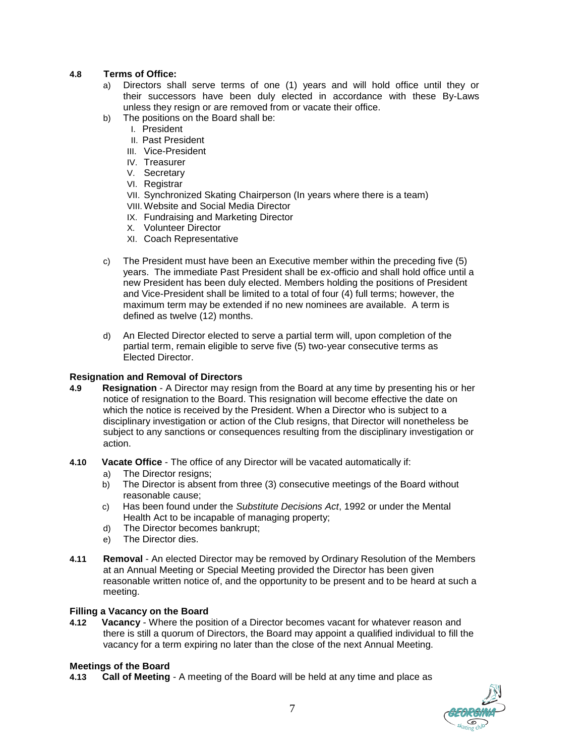**4.8 Terms of Office:**

a) Directors shall serve terms of one (1) years and will hold office until they or their successors have been duly elected in accordance with these By-Laws unless they resign or are removed from or vacate their office.

b) The positions on the Board shall be:

   I. President
   II. Past President
   III. Vice-President
   IV. Treasurer
   V. Secretary
   VI. Registrar
   VII. Synchronized Skating Chairperson (In years where there is a team)
   VIII. Website and Social Media Director
   IX. Fundraising and Marketing Director
   X. Volunteer Director
   XI. Coach Representative

c) The President must have been an Executive member within the preceding five (5) years. The immediate Past President shall be ex-officio and shall hold office until a new President has been duly elected. Members holding the positions of President and Vice-President shall be limited to a total of four (4) full terms; however, the maximum term may be extended if no new nominees are available. A term is defined as twelve (12) months.

d) An Elected Director elected to serve a partial term will, upon completion of the partial term, remain eligible to serve five (5) two-year consecutive terms as Elected Director.

**Resignation and Removal of Directors**

**4.9 Resignation** - A Director may resign from the Board at any time by presenting his or her notice of resignation to the Board. This resignation will become effective the date on which the notice is received by the President. When a Director who is subject to a disciplinary investigation or action of the Club resigns, that Director will nonetheless be subject to any sanctions or consequences resulting from the disciplinary investigation or action.

**4.10 Vacate Office** - The office of any Director will be vacated automatically if:

a) The Director resigns;

b) The Director is absent from three (3) consecutive meetings of the Board without reasonable cause;

c) Has been found under the *Substitute Decisions Act*, 1992 or under the Mental Health Act to be incapable of managing property;

d) The Director becomes bankrupt;

e) The Director dies.

**4.11 Removal** - An elected Director may be removed by Ordinary Resolution of the Members at an Annual Meeting or Special Meeting provided the Director has been given reasonable written notice of, and the opportunity to be present and to be heard at such a meeting.

**Filling a Vacancy on the Board**

**4.12 Vacancy** - Where the position of a Director becomes vacant for whatever reason and there is still a quorum of Directors, the Board may appoint a qualified individual to fill the vacancy for a term expiring no later than the close of the next Annual Meeting.

**Meetings of the Board**

**4.13 Call of Meeting** - A meeting of the Board will be held at any time and place as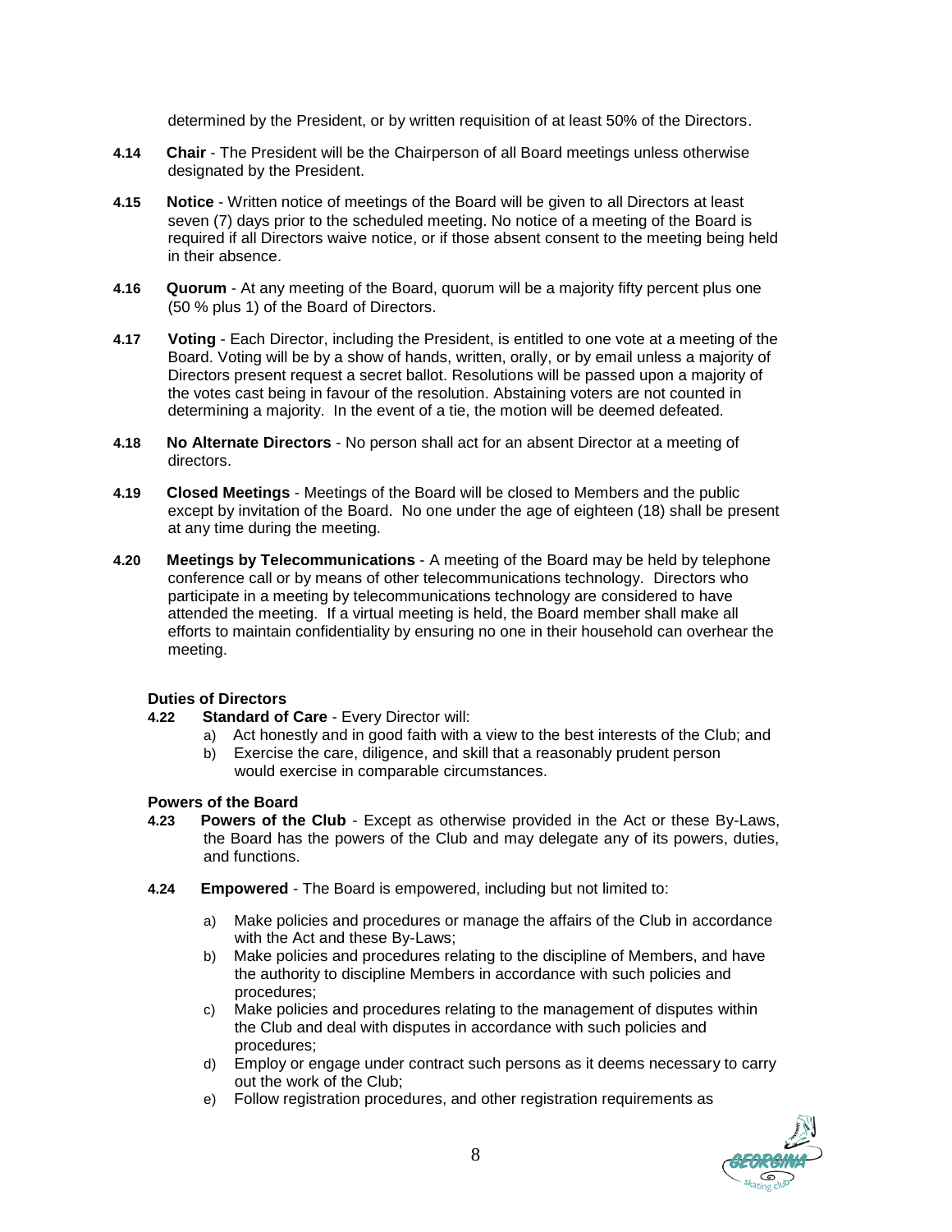determined by the President, or by written requisition of at least 50% of the Directors.

**4.14** **Chair** - The President will be the Chairperson of all Board meetings unless otherwise designated by the President.

**4.15** **Notice** - Written notice of meetings of the Board will be given to all Directors at least seven (7) days prior to the scheduled meeting. No notice of a meeting of the Board is required if all Directors waive notice, or if those absent consent to the meeting being held in their absence.

**4.16** **Quorum** - At any meeting of the Board, quorum will be a majority fifty percent plus one (50 % plus 1) of the Board of Directors.

**4.17** **Voting** - Each Director, including the President, is entitled to one vote at a meeting of the Board. Voting will be by a show of hands, written, orally, or by email unless a majority of Directors present request a secret ballot. Resolutions will be passed upon a majority of the votes cast being in favour of the resolution. Abstaining voters are not counted in determining a majority. In the event of a tie, the motion will be deemed defeated.

**4.18** **No Alternate Directors** - No person shall act for an absent Director at a meeting of directors.

**4.19** **Closed Meetings** - Meetings of the Board will be closed to Members and the public except by invitation of the Board. No one under the age of eighteen (18) shall be present at any time during the meeting.

**4.20** **Meetings by Telecommunications** - A meeting of the Board may be held by telephone conference call or by means of other telecommunications technology. Directors who participate in a meeting by telecommunications technology are considered to have attended the meeting. If a virtual meeting is held, the Board member shall make all efforts to maintain confidentiality by ensuring no one in their household can overhear the meeting.

### Duties of Directors

**4.22** **Standard of Care** - Every Director will:

a) Act honestly and in good faith with a view to the best interests of the Club; and
b) Exercise the care, diligence, and skill that a reasonably prudent person would exercise in comparable circumstances.

### Powers of the Board

**4.23** **Powers of the Club** - Except as otherwise provided in the Act or these By-Laws, the Board has the powers of the Club and may delegate any of its powers, duties, and functions.

**4.24** **Empowered** - The Board is empowered, including but not limited to:

a) Make policies and procedures or manage the affairs of the Club in accordance with the Act and these By-Laws;
b) Make policies and procedures relating to the discipline of Members, and have the authority to discipline Members in accordance with such policies and procedures;
c) Make policies and procedures relating to the management of disputes within the Club and deal with disputes in accordance with such policies and procedures;
d) Employ or engage under contract such persons as it deems necessary to carry out the work of the Club;
e) Follow registration procedures, and other registration requirements as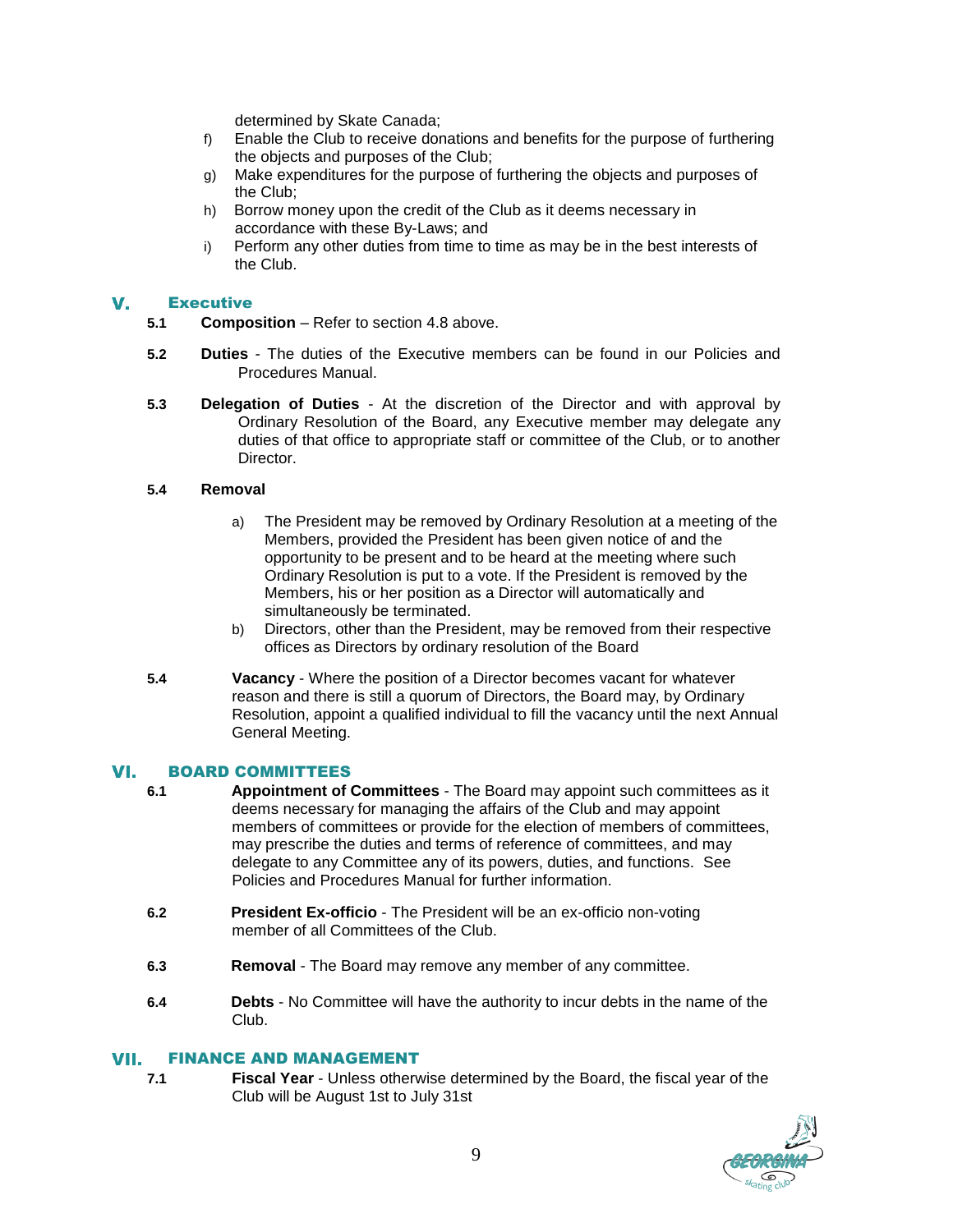determined by Skate Canada;

f) Enable the Club to receive donations and benefits for the purpose of furthering the objects and purposes of the Club;
g) Make expenditures for the purpose of furthering the objects and purposes of the Club;
h) Borrow money upon the credit of the Club as it deems necessary in accordance with these By-Laws; and
i) Perform any other duties from time to time as may be in the best interests of the Club.

## V. Executive

**5.1** **Composition** – Refer to section 4.8 above.

**5.2** **Duties** - The duties of the Executive members can be found in our Policies and Procedures Manual.

**5.3** **Delegation of Duties** - At the discretion of the Director and with approval by Ordinary Resolution of the Board, any Executive member may delegate any duties of that office to appropriate staff or committee of the Club, or to another Director.

**5.4** **Removal**

a) The President may be removed by Ordinary Resolution at a meeting of the Members, provided the President has been given notice of and the opportunity to be present and to be heard at the meeting where such Ordinary Resolution is put to a vote. If the President is removed by the Members, his or her position as a Director will automatically and simultaneously be terminated.
b) Directors, other than the President, may be removed from their respective offices as Directors by ordinary resolution of the Board

**5.4** **Vacancy** - Where the position of a Director becomes vacant for whatever reason and there is still a quorum of Directors, the Board may, by Ordinary Resolution, appoint a qualified individual to fill the vacancy until the next Annual General Meeting.

## VI. BOARD COMMITTEES

**6.1** **Appointment of Committees** - The Board may appoint such committees as it deems necessary for managing the affairs of the Club and may appoint members of committees or provide for the election of members of committees, may prescribe the duties and terms of reference of committees, and may delegate to any Committee any of its powers, duties, and functions. See Policies and Procedures Manual for further information.

**6.2** **President Ex-officio** - The President will be an ex-officio non-voting member of all Committees of the Club.

**6.3** **Removal** - The Board may remove any member of any committee.

**6.4** **Debts** - No Committee will have the authority to incur debts in the name of the Club.

## VII. FINANCE AND MANAGEMENT

**7.1** **Fiscal Year** - Unless otherwise determined by the Board, the fiscal year of the Club will be August 1st to July 31st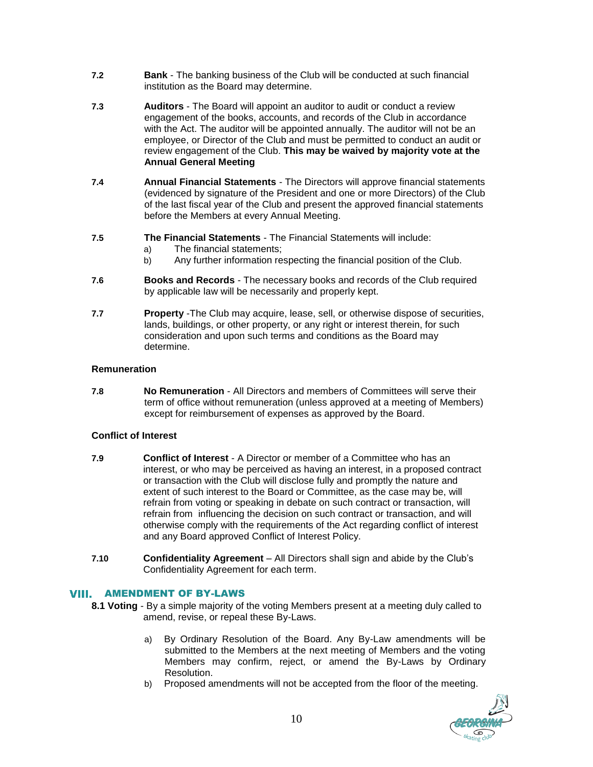**7.2** **Bank** - The banking business of the Club will be conducted at such financial institution as the Board may determine.

**7.3** **Auditors** - The Board will appoint an auditor to audit or conduct a review engagement of the books, accounts, and records of the Club in accordance with the Act. The auditor will be appointed annually. The auditor will not be an employee, or Director of the Club and must be permitted to conduct an audit or review engagement of the Club. **This may be waived by majority vote at the Annual General Meeting**

**7.4** **Annual Financial Statements** - The Directors will approve financial statements (evidenced by signature of the President and one or more Directors) of the Club of the last fiscal year of the Club and present the approved financial statements before the Members at every Annual Meeting.

**7.5** **The Financial Statements** - The Financial Statements will include:

a) The financial statements;
b) Any further information respecting the financial position of the Club.

**7.6** **Books and Records** - The necessary books and records of the Club required by applicable law will be necessarily and properly kept.

**7.7** **Property** -The Club may acquire, lease, sell, or otherwise dispose of securities, lands, buildings, or other property, or any right or interest therein, for such consideration and upon such terms and conditions as the Board may determine.

**Remuneration**

**7.8** **No Remuneration** - All Directors and members of Committees will serve their term of office without remuneration (unless approved at a meeting of Members) except for reimbursement of expenses as approved by the Board.

**Conflict of Interest**

**7.9** **Conflict of Interest** - A Director or member of a Committee who has an interest, or who may be perceived as having an interest, in a proposed contract or transaction with the Club will disclose fully and promptly the nature and extent of such interest to the Board or Committee, as the case may be, will refrain from voting or speaking in debate on such contract or transaction, will refrain from influencing the decision on such contract or transaction, and will otherwise comply with the requirements of the Act regarding conflict of interest and any Board approved Conflict of Interest Policy.

**7.10** **Confidentiality Agreement** – All Directors shall sign and abide by the Club's Confidentiality Agreement for each term.

## VIII. AMENDMENT OF BY-LAWS

**8.1 Voting** - By a simple majority of the voting Members present at a meeting duly called to amend, revise, or repeal these By-Laws.

a) By Ordinary Resolution of the Board. Any By-Law amendments will be submitted to the Members at the next meeting of Members and the voting Members may confirm, reject, or amend the By-Laws by Ordinary Resolution.
b) Proposed amendments will not be accepted from the floor of the meeting.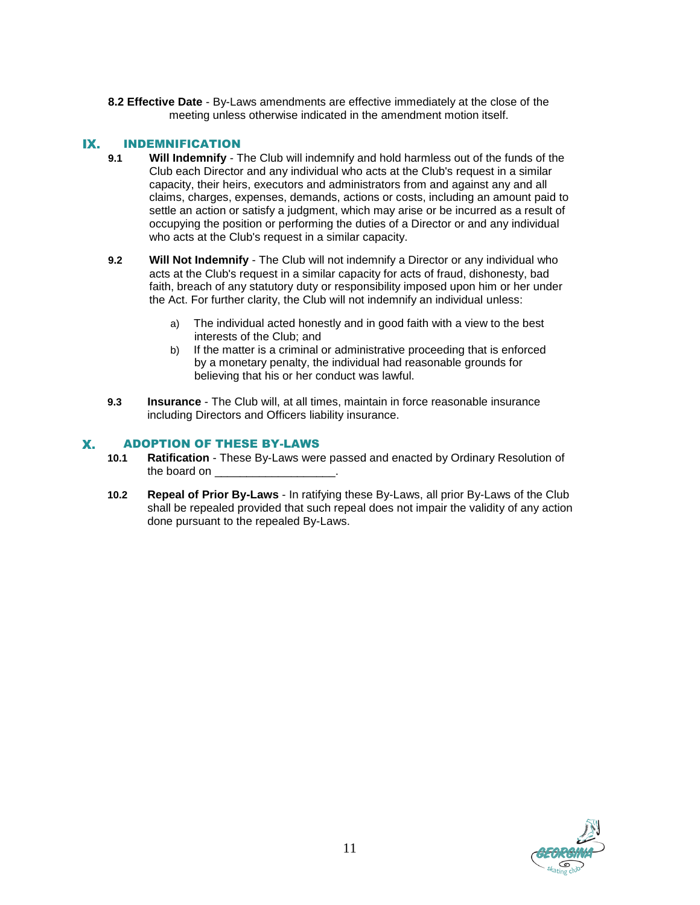**8.2 Effective Date** - By-Laws amendments are effective immediately at the close of the meeting unless otherwise indicated in the amendment motion itself.

## IX. INDEMNIFICATION

**9.1 Will Indemnify** - The Club will indemnify and hold harmless out of the funds of the Club each Director and any individual who acts at the Club's request in a similar capacity, their heirs, executors and administrators from and against any and all claims, charges, expenses, demands, actions or costs, including an amount paid to settle an action or satisfy a judgment, which may arise or be incurred as a result of occupying the position or performing the duties of a Director or and any individual who acts at the Club's request in a similar capacity.

**9.2 Will Not Indemnify** - The Club will not indemnify a Director or any individual who acts at the Club's request in a similar capacity for acts of fraud, dishonesty, bad faith, breach of any statutory duty or responsibility imposed upon him or her under the Act. For further clarity, the Club will not indemnify an individual unless:

a) The individual acted honestly and in good faith with a view to the best interests of the Club; and
b) If the matter is a criminal or administrative proceeding that is enforced by a monetary penalty, the individual had reasonable grounds for believing that his or her conduct was lawful.

**9.3 Insurance** - The Club will, at all times, maintain in force reasonable insurance including Directors and Officers liability insurance.

## X. ADOPTION OF THESE BY-LAWS

**10.1 Ratification** - These By-Laws were passed and enacted by Ordinary Resolution of the board on ___________________.

**10.2 Repeal of Prior By-Laws** - In ratifying these By-Laws, all prior By-Laws of the Club shall be repealed provided that such repeal does not impair the validity of any action done pursuant to the repealed By-Laws.